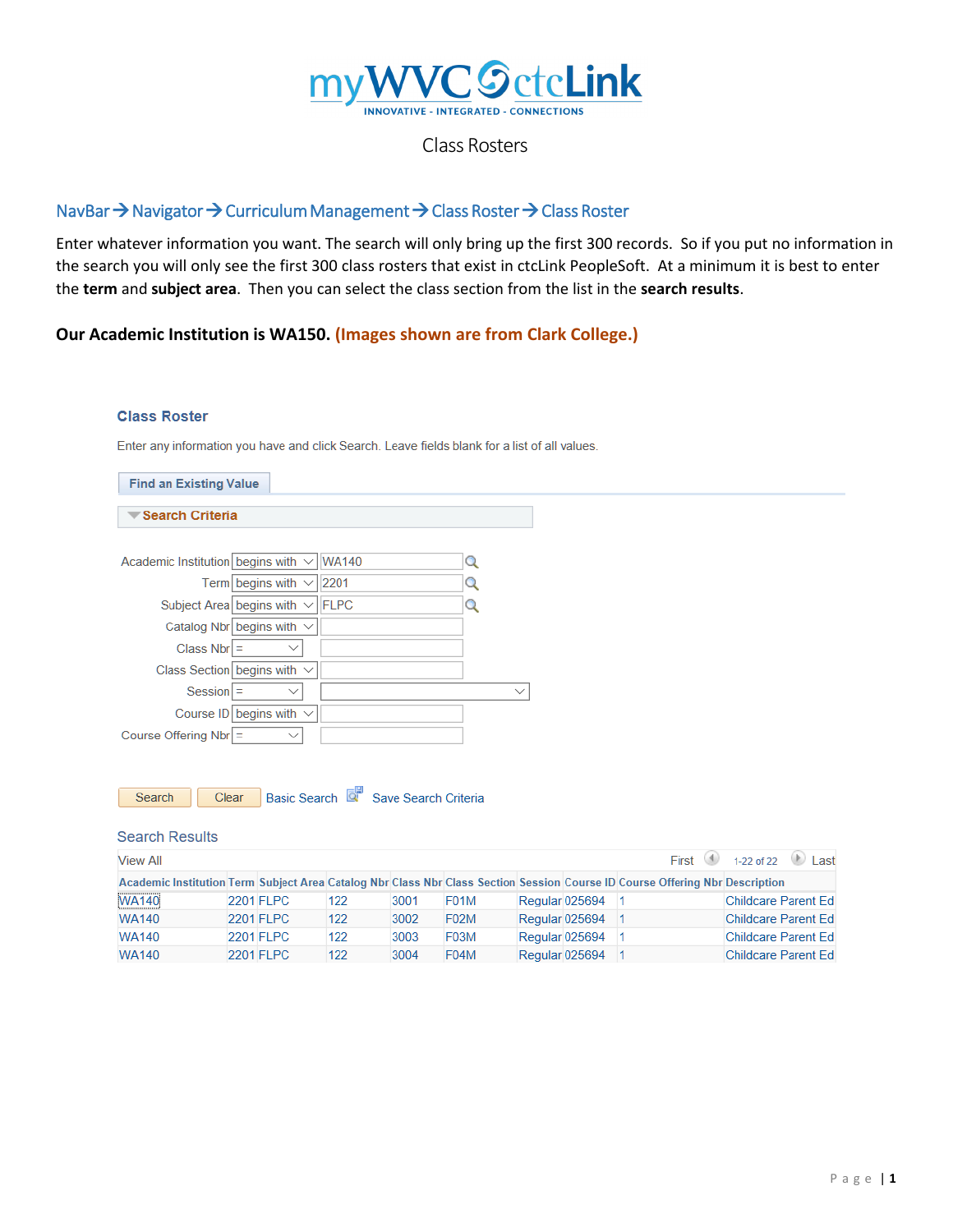# myWVC ctcLink

INNOVATIVE - INTEGRATED - CONNECTIONS

Class Rosters

## NavBar → Navigator → Curriculum Management → Class Roster → Class Roster

Enter whatever information you want. The search will only bring up the first 300 records. So if you put no information in the search you will only see the first 300 class rosters that exist in ctcLink PeopleSoft. At a minimum it is best to enter the **term** and **subject area**. Then you can select the class section from the list in the **search results**.

**Our Academic Institution is WA150. (Images shown are from Clark College.)**

### Class Roster

Enter any information you have and click Search. Leave fields blank for a list of all values.

**Find an Existing Value**

**Search Criteria**

| Field | Operator | Value |
|---|---|---|
| Academic Institution | begins with | WA140 |
| Term | begins with | 2201 |
| Subject Area | begins with | FLPC |
| Catalog Nbr | begins with | |
| Class Nbr | = | |
| Class Section | begins with | |
| Session | = | |
| Course ID | begins with | |
| Course Offering Nbr | = | |

Search | Clear | Basic Search | Save Search Criteria

**Search Results**

View All — First 1-22 of 22 Last

| Academic Institution | Term | Subject Area | Catalog Nbr | Class Nbr | Class Section | Session | Course ID | Course Offering Nbr | Description |
|---|---|---|---|---|---|---|---|---|---|
| WA140 | 2201 | FLPC | 122 | 3001 | F01M | Regular | 025694 | 1 | Childcare Parent Ed |
| WA140 | 2201 | FLPC | 122 | 3002 | F02M | Regular | 025694 | 1 | Childcare Parent Ed |
| WA140 | 2201 | FLPC | 122 | 3003 | F03M | Regular | 025694 | 1 | Childcare Parent Ed |
| WA140 | 2201 | FLPC | 122 | 3004 | F04M | Regular | 025694 | 1 | Childcare Parent Ed |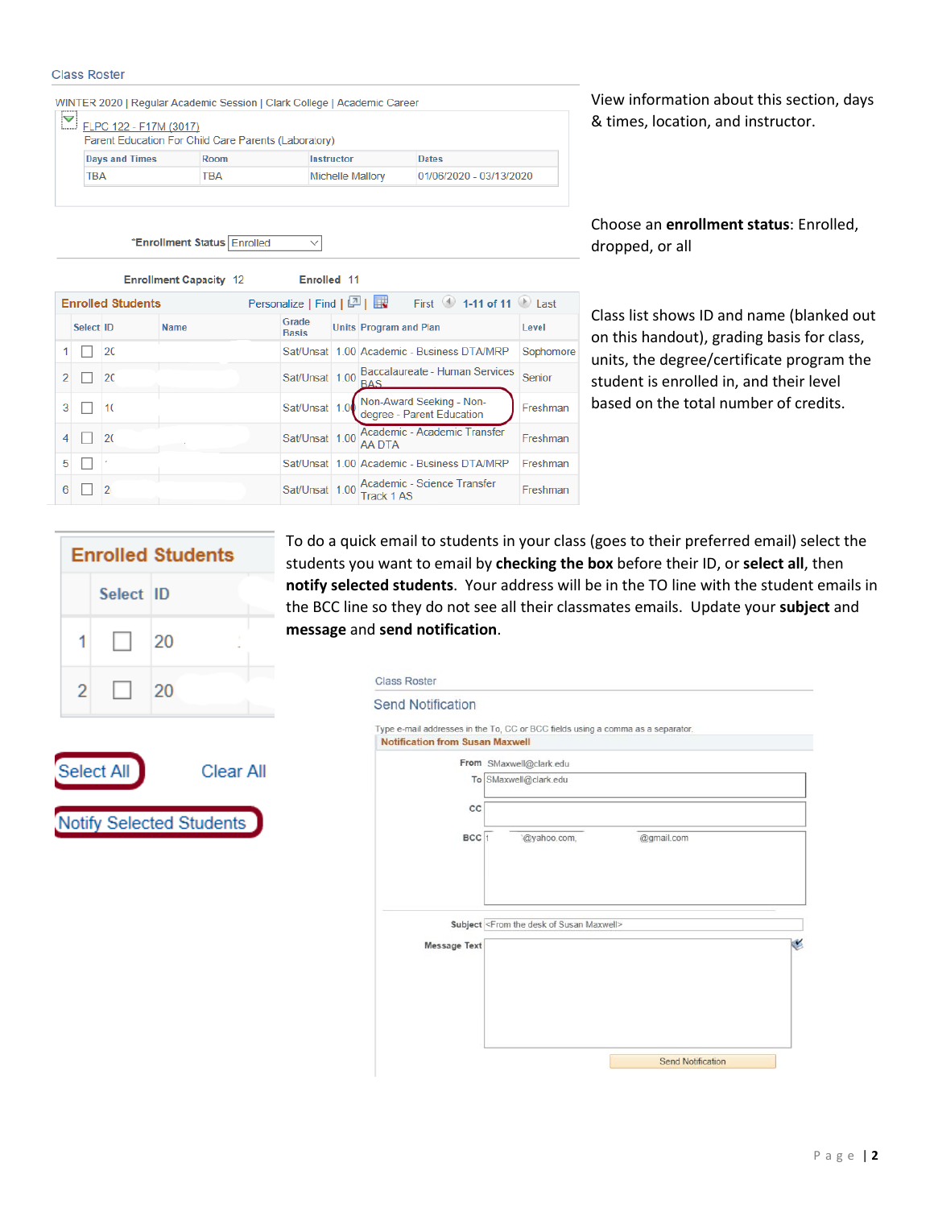Class Roster

WINTER 2020 | Regular Academic Session | Clark College | Academic Career

FLPC 122 - F17M (3017)

Parent Education For Child Care Parents (Laboratory)

| Days and Times | Room | Instructor | Dates |
|---|---|---|---|
| TBA | TBA | Michelle Mallory | 01/06/2020 - 03/13/2020 |

View information about this section, days & times, location, and instructor.

*Enrollment Status Enrolled

Choose an **enrollment status**: Enrolled, dropped, or all

Enrollment Capacity 12 Enrolled 11

Enrolled Students Personalize | Find | First 1-11 of 11 Last

| | Select | ID | Name | Grade Basis | Units | Program and Plan | Level |
|---|---|---|---|---|---|---|---|
| 1 | ☐ | 2( | | Sat/Unsat | 1.00 | Academic - Business DTA/MRP | Sophomore |
| 2 | ☐ | 2( | | Sat/Unsat | 1.00 | Baccalaureate - Human Services BAS | Senior |
| 3 | ☐ | 1( | | Sat/Unsat | 1.00 | Non-Award Seeking - Non-degree - Parent Education | Freshman |
| 4 | ☐ | 2( | | Sat/Unsat | 1.00 | Academic - Academic Transfer AA DTA | Freshman |
| 5 | ☐ | | | Sat/Unsat | 1.00 | Academic - Business DTA/MRP | Freshman |
| 6 | ☐ | 2 | | Sat/Unsat | 1.00 | Academic - Science Transfer Track 1 AS | Freshman |

Class list shows ID and name (blanked out on this handout), grading basis for class, units, the degree/certificate program the student is enrolled in, and their level based on the total number of credits.

Enrolled Students

| | Select | ID |
|---|---|---|
| 1 | ☐ | 20 |
| 2 | ☐ | 20 |

Select All Clear All

Notify Selected Students

To do a quick email to students in your class (goes to their preferred email) select the students you want to email by **checking the box** before their ID, or **select all**, then **notify selected students**. Your address will be in the TO line with the student emails in the BCC line so they do not see all their classmates emails. Update your **subject** and **message** and **send notification**.

Class Roster

Send Notification

Type e-mail addresses in the To, CC or BCC fields using a comma as a separator.

Notification from Susan Maxwell

From SMaxwell@clark.edu

To SMaxwell@clark.edu

CC

BCC 1 @yahoo.com, @gmail.com

Subject <From the desk of Susan Maxwell>

Message Text

Send Notification